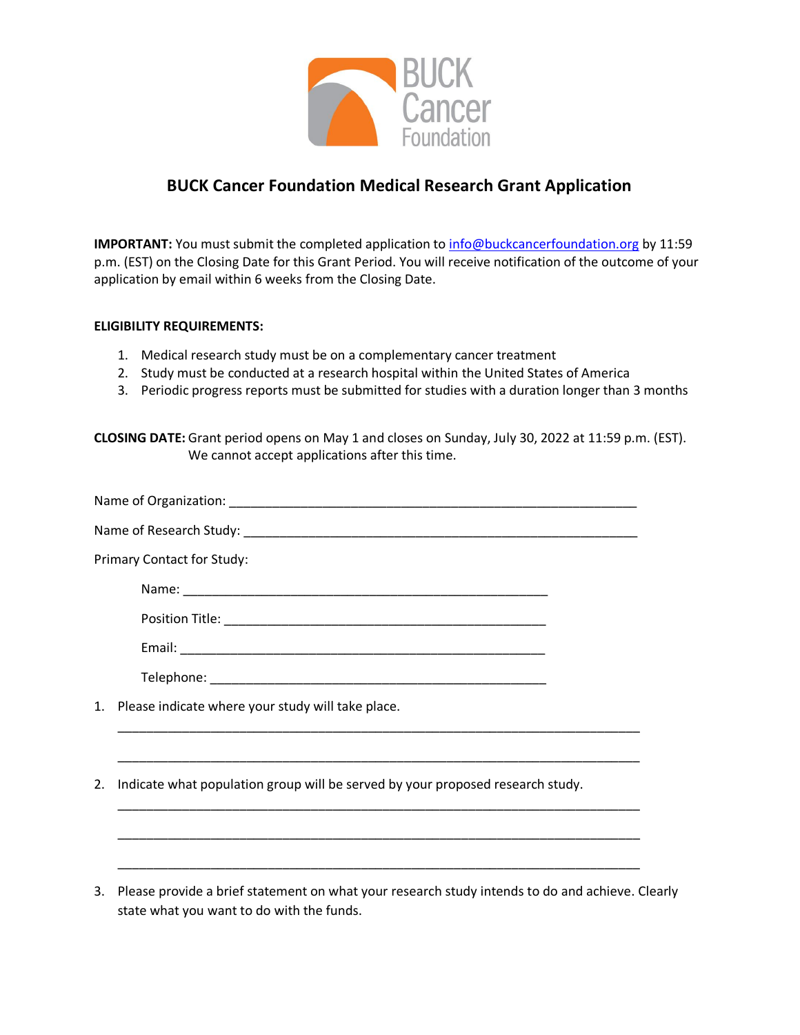BUCK Cancer Foundation

# BUCK Cancer Foundation Medical Research Grant Application

**IMPORTANT:** You must submit the completed application to info@buckcancerfoundation.org by 11:59 p.m. (EST) on the Closing Date for this Grant Period. You will receive notification of the outcome of your application by email within 6 weeks from the Closing Date.

**ELIGIBILITY REQUIREMENTS:**

1. Medical research study must be on a complementary cancer treatment
2. Study must be conducted at a research hospital within the United States of America
3. Periodic progress reports must be submitted for studies with a duration longer than 3 months

**CLOSING DATE:** Grant period opens on May 1 and closes on Sunday, July 30, 2022 at 11:59 p.m. (EST). We cannot accept applications after this time.

Name of Organization: ____________________________________________________________

Name of Research Study: __________________________________________________________

Primary Contact for Study:

Name: ______________________________________________________

Position Title: _______________________________________________

Email: ______________________________________________________

Telephone: __________________________________________________

1. Please indicate where your study will take place.

_____________________________________________________________________________

_____________________________________________________________________________

2. Indicate what population group will be served by your proposed research study.

_____________________________________________________________________________

_____________________________________________________________________________

_____________________________________________________________________________

3. Please provide a brief statement on what your research study intends to do and achieve. Clearly state what you want to do with the funds.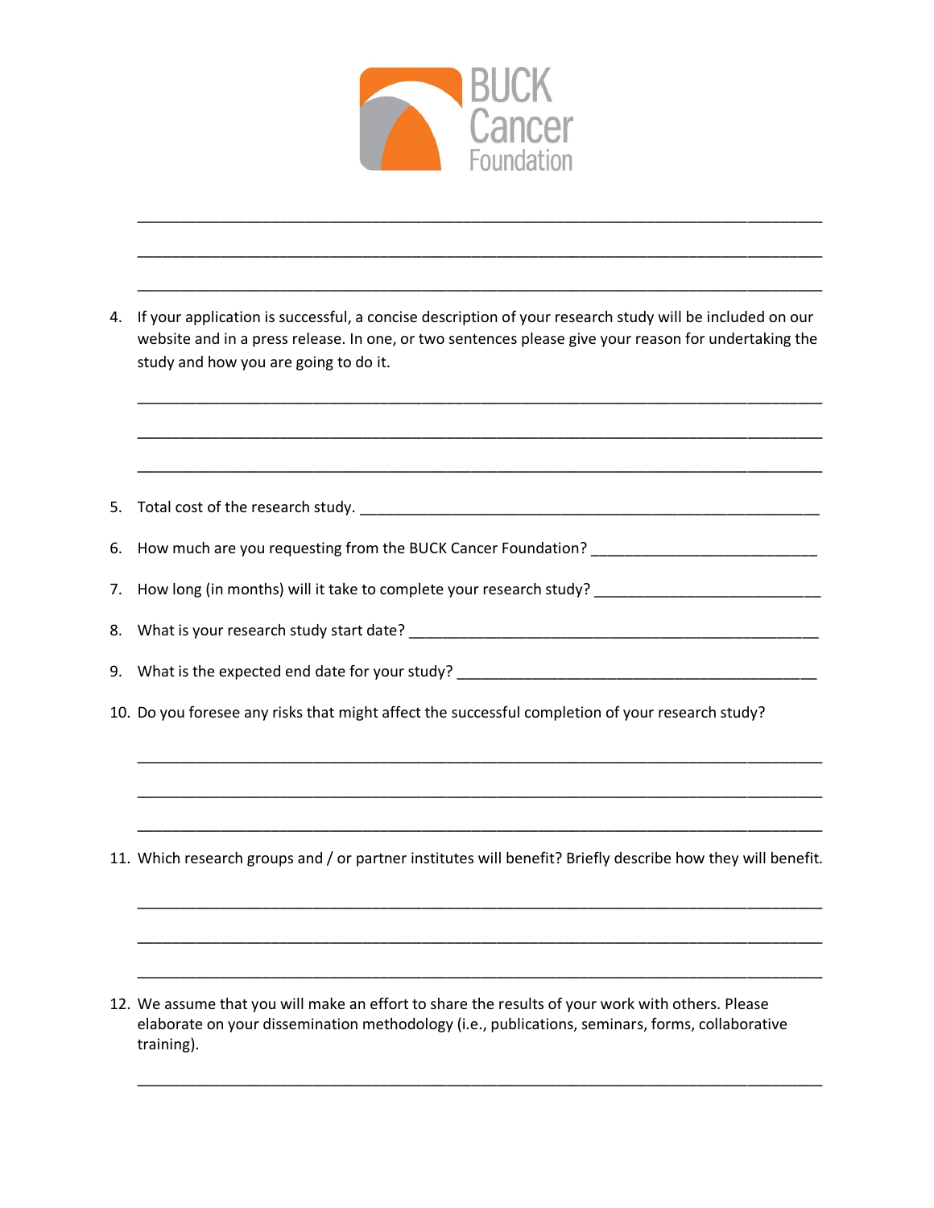BUCK Cancer Foundation

\_\_\_\_\_\_\_\_\_\_\_\_\_\_\_\_\_\_\_\_\_\_\_\_\_\_\_\_\_\_\_\_\_\_\_\_\_\_\_\_\_\_\_\_\_\_\_\_\_\_\_\_\_\_\_\_\_\_\_\_\_\_\_\_\_\_\_\_\_\_\_\_\_\_

\_\_\_\_\_\_\_\_\_\_\_\_\_\_\_\_\_\_\_\_\_\_\_\_\_\_\_\_\_\_\_\_\_\_\_\_\_\_\_\_\_\_\_\_\_\_\_\_\_\_\_\_\_\_\_\_\_\_\_\_\_\_\_\_\_\_\_\_\_\_\_\_\_\_

\_\_\_\_\_\_\_\_\_\_\_\_\_\_\_\_\_\_\_\_\_\_\_\_\_\_\_\_\_\_\_\_\_\_\_\_\_\_\_\_\_\_\_\_\_\_\_\_\_\_\_\_\_\_\_\_\_\_\_\_\_\_\_\_\_\_\_\_\_\_\_\_\_\_

4. If your application is successful, a concise description of your research study will be included on our website and in a press release. In one, or two sentences please give your reason for undertaking the study and how you are going to do it.

   \_\_\_\_\_\_\_\_\_\_\_\_\_\_\_\_\_\_\_\_\_\_\_\_\_\_\_\_\_\_\_\_\_\_\_\_\_\_\_\_\_\_\_\_\_\_\_\_\_\_\_\_\_\_\_\_\_\_\_\_\_\_\_\_\_\_\_\_\_\_\_\_\_\_

   \_\_\_\_\_\_\_\_\_\_\_\_\_\_\_\_\_\_\_\_\_\_\_\_\_\_\_\_\_\_\_\_\_\_\_\_\_\_\_\_\_\_\_\_\_\_\_\_\_\_\_\_\_\_\_\_\_\_\_\_\_\_\_\_\_\_\_\_\_\_\_\_\_\_

   \_\_\_\_\_\_\_\_\_\_\_\_\_\_\_\_\_\_\_\_\_\_\_\_\_\_\_\_\_\_\_\_\_\_\_\_\_\_\_\_\_\_\_\_\_\_\_\_\_\_\_\_\_\_\_\_\_\_\_\_\_\_\_\_\_\_\_\_\_\_\_\_\_\_

5. Total cost of the research study. \_\_\_\_\_\_\_\_\_\_\_\_\_\_\_\_\_\_\_\_\_\_\_\_\_\_\_\_\_\_\_\_\_\_\_\_\_\_\_\_\_\_\_\_\_\_\_\_\_\_\_\_\_\_

6. How much are you requesting from the BUCK Cancer Foundation? \_\_\_\_\_\_\_\_\_\_\_\_\_\_\_\_\_\_\_\_\_\_\_\_\_\_\_

7. How long (in months) will it take to complete your research study? \_\_\_\_\_\_\_\_\_\_\_\_\_\_\_\_\_\_\_\_\_\_\_\_\_\_\_

8. What is your research study start date? \_\_\_\_\_\_\_\_\_\_\_\_\_\_\_\_\_\_\_\_\_\_\_\_\_\_\_\_\_\_\_\_\_\_\_\_\_\_\_\_\_\_\_\_\_\_\_\_\_\_

9. What is the expected end date for your study? \_\_\_\_\_\_\_\_\_\_\_\_\_\_\_\_\_\_\_\_\_\_\_\_\_\_\_\_\_\_\_\_\_\_\_\_\_\_\_\_\_\_\_\_\_

10. Do you foresee any risks that might affect the successful completion of your research study?

    \_\_\_\_\_\_\_\_\_\_\_\_\_\_\_\_\_\_\_\_\_\_\_\_\_\_\_\_\_\_\_\_\_\_\_\_\_\_\_\_\_\_\_\_\_\_\_\_\_\_\_\_\_\_\_\_\_\_\_\_\_\_\_\_\_\_\_\_\_\_\_\_\_\_

    \_\_\_\_\_\_\_\_\_\_\_\_\_\_\_\_\_\_\_\_\_\_\_\_\_\_\_\_\_\_\_\_\_\_\_\_\_\_\_\_\_\_\_\_\_\_\_\_\_\_\_\_\_\_\_\_\_\_\_\_\_\_\_\_\_\_\_\_\_\_\_\_\_\_

    \_\_\_\_\_\_\_\_\_\_\_\_\_\_\_\_\_\_\_\_\_\_\_\_\_\_\_\_\_\_\_\_\_\_\_\_\_\_\_\_\_\_\_\_\_\_\_\_\_\_\_\_\_\_\_\_\_\_\_\_\_\_\_\_\_\_\_\_\_\_\_\_\_\_

11. Which research groups and / or partner institutes will benefit? Briefly describe how they will benefit.

    \_\_\_\_\_\_\_\_\_\_\_\_\_\_\_\_\_\_\_\_\_\_\_\_\_\_\_\_\_\_\_\_\_\_\_\_\_\_\_\_\_\_\_\_\_\_\_\_\_\_\_\_\_\_\_\_\_\_\_\_\_\_\_\_\_\_\_\_\_\_\_\_\_\_

    \_\_\_\_\_\_\_\_\_\_\_\_\_\_\_\_\_\_\_\_\_\_\_\_\_\_\_\_\_\_\_\_\_\_\_\_\_\_\_\_\_\_\_\_\_\_\_\_\_\_\_\_\_\_\_\_\_\_\_\_\_\_\_\_\_\_\_\_\_\_\_\_\_\_

    \_\_\_\_\_\_\_\_\_\_\_\_\_\_\_\_\_\_\_\_\_\_\_\_\_\_\_\_\_\_\_\_\_\_\_\_\_\_\_\_\_\_\_\_\_\_\_\_\_\_\_\_\_\_\_\_\_\_\_\_\_\_\_\_\_\_\_\_\_\_\_\_\_\_

12. We assume that you will make an effort to share the results of your work with others. Please elaborate on your dissemination methodology (i.e., publications, seminars, forms, collaborative training).

    \_\_\_\_\_\_\_\_\_\_\_\_\_\_\_\_\_\_\_\_\_\_\_\_\_\_\_\_\_\_\_\_\_\_\_\_\_\_\_\_\_\_\_\_\_\_\_\_\_\_\_\_\_\_\_\_\_\_\_\_\_\_\_\_\_\_\_\_\_\_\_\_\_\_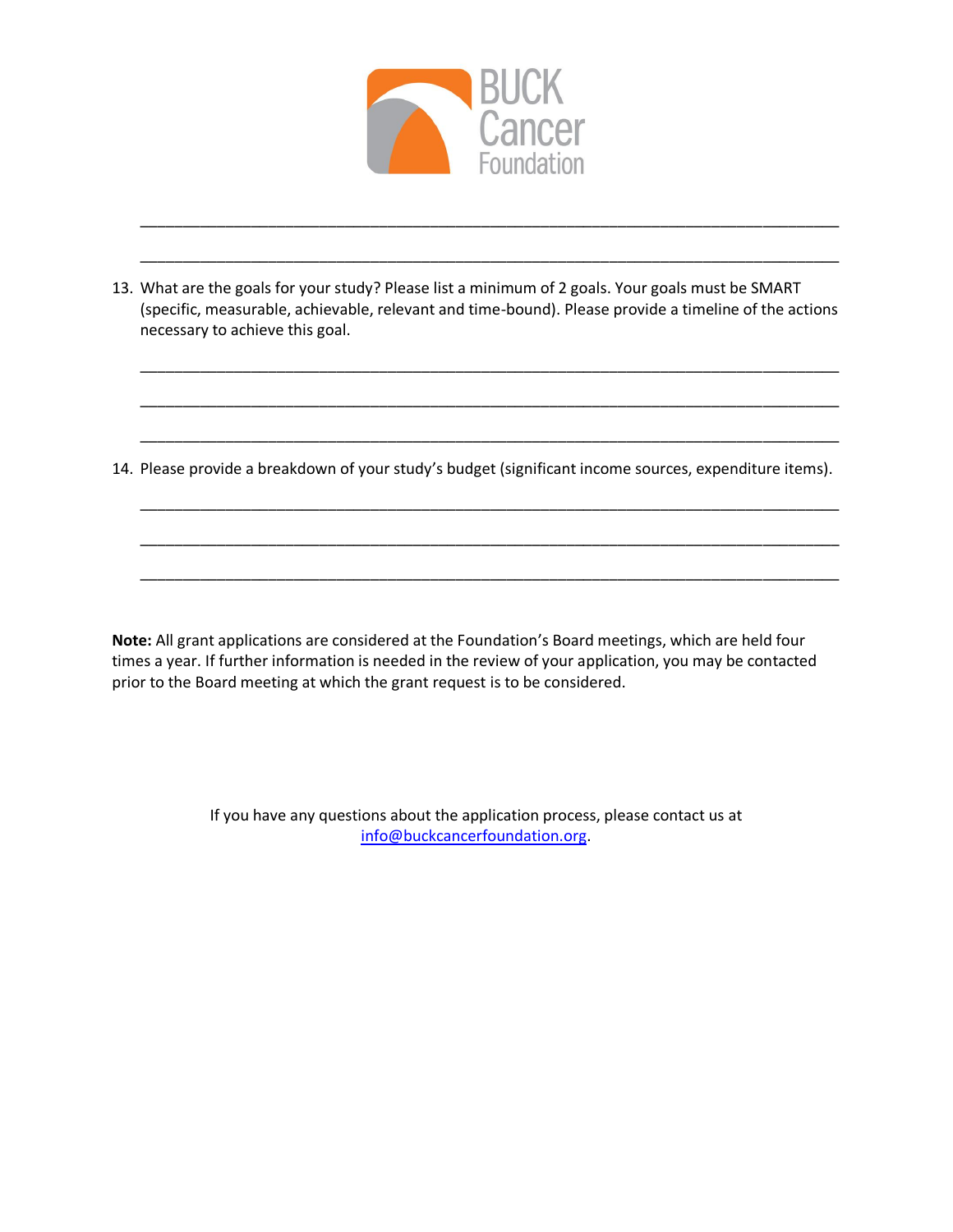BUCK Cancer Foundation

\_\_\_\_\_\_\_\_\_\_\_\_\_\_\_\_\_\_\_\_\_\_\_\_\_\_\_\_\_\_\_\_\_\_\_\_\_\_\_\_\_\_\_\_\_\_\_\_\_\_\_\_\_\_\_\_\_\_\_\_\_\_\_\_\_\_\_\_\_\_\_\_\_\_\_\_\_\_

\_\_\_\_\_\_\_\_\_\_\_\_\_\_\_\_\_\_\_\_\_\_\_\_\_\_\_\_\_\_\_\_\_\_\_\_\_\_\_\_\_\_\_\_\_\_\_\_\_\_\_\_\_\_\_\_\_\_\_\_\_\_\_\_\_\_\_\_\_\_\_\_\_\_\_\_\_\_

13. What are the goals for your study? Please list a minimum of 2 goals. Your goals must be SMART (specific, measurable, achievable, relevant and time-bound). Please provide a timeline of the actions necessary to achieve this goal.

\_\_\_\_\_\_\_\_\_\_\_\_\_\_\_\_\_\_\_\_\_\_\_\_\_\_\_\_\_\_\_\_\_\_\_\_\_\_\_\_\_\_\_\_\_\_\_\_\_\_\_\_\_\_\_\_\_\_\_\_\_\_\_\_\_\_\_\_\_\_\_\_\_\_\_\_\_\_

\_\_\_\_\_\_\_\_\_\_\_\_\_\_\_\_\_\_\_\_\_\_\_\_\_\_\_\_\_\_\_\_\_\_\_\_\_\_\_\_\_\_\_\_\_\_\_\_\_\_\_\_\_\_\_\_\_\_\_\_\_\_\_\_\_\_\_\_\_\_\_\_\_\_\_\_\_\_

\_\_\_\_\_\_\_\_\_\_\_\_\_\_\_\_\_\_\_\_\_\_\_\_\_\_\_\_\_\_\_\_\_\_\_\_\_\_\_\_\_\_\_\_\_\_\_\_\_\_\_\_\_\_\_\_\_\_\_\_\_\_\_\_\_\_\_\_\_\_\_\_\_\_\_\_\_\_

14. Please provide a breakdown of your study's budget (significant income sources, expenditure items).

\_\_\_\_\_\_\_\_\_\_\_\_\_\_\_\_\_\_\_\_\_\_\_\_\_\_\_\_\_\_\_\_\_\_\_\_\_\_\_\_\_\_\_\_\_\_\_\_\_\_\_\_\_\_\_\_\_\_\_\_\_\_\_\_\_\_\_\_\_\_\_\_\_\_\_\_\_\_

\_\_\_\_\_\_\_\_\_\_\_\_\_\_\_\_\_\_\_\_\_\_\_\_\_\_\_\_\_\_\_\_\_\_\_\_\_\_\_\_\_\_\_\_\_\_\_\_\_\_\_\_\_\_\_\_\_\_\_\_\_\_\_\_\_\_\_\_\_\_\_\_\_\_\_\_\_\_

\_\_\_\_\_\_\_\_\_\_\_\_\_\_\_\_\_\_\_\_\_\_\_\_\_\_\_\_\_\_\_\_\_\_\_\_\_\_\_\_\_\_\_\_\_\_\_\_\_\_\_\_\_\_\_\_\_\_\_\_\_\_\_\_\_\_\_\_\_\_\_\_\_\_\_\_\_\_

**Note:** All grant applications are considered at the Foundation's Board meetings, which are held four times a year. If further information is needed in the review of your application, you may be contacted prior to the Board meeting at which the grant request is to be considered.

If you have any questions about the application process, please contact us at [info@buckcancerfoundation.org](mailto:info@buckcancerfoundation.org).